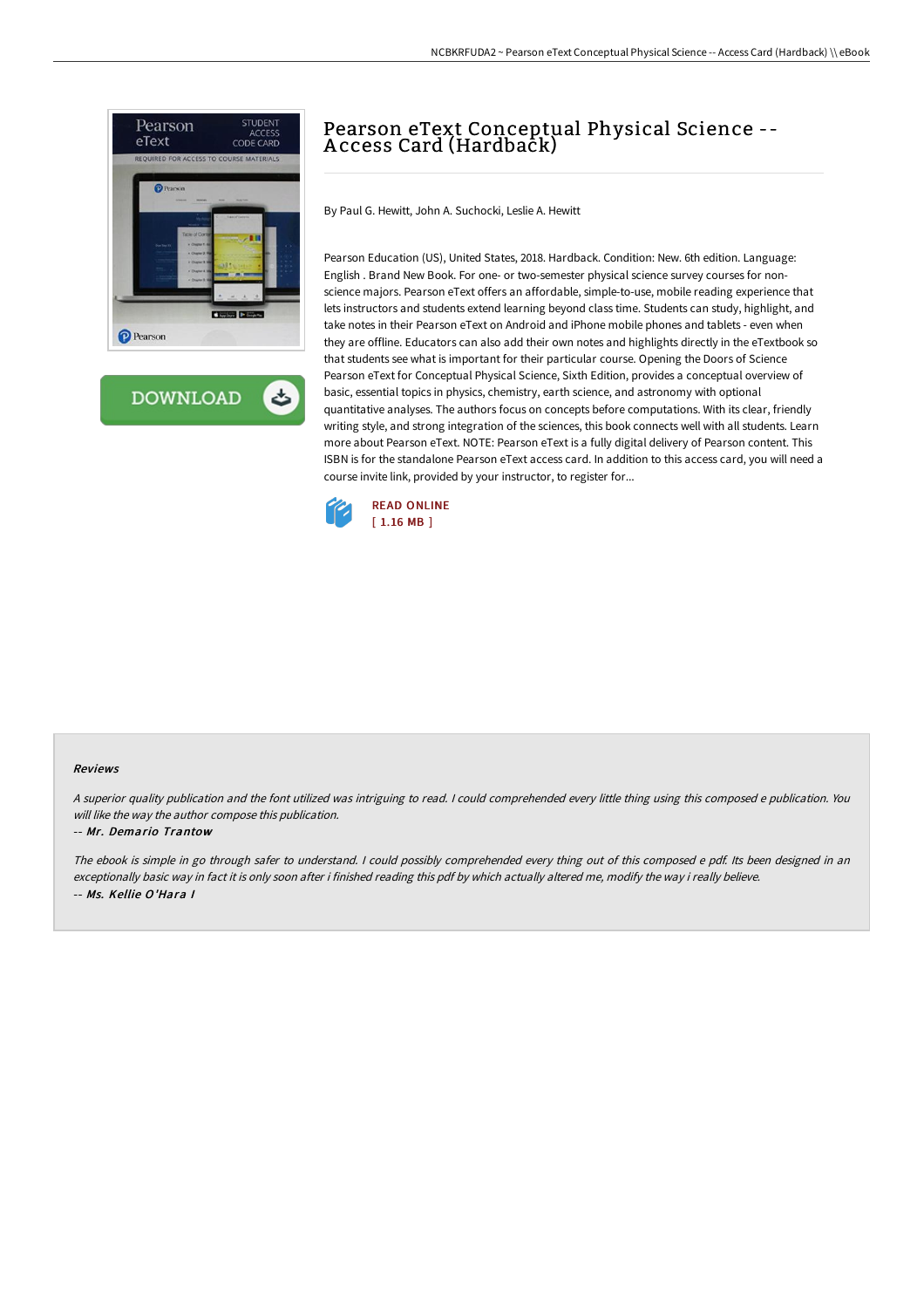# Pearson eText Conceptual Physical Science -- Access Card (Hardback)

By Paul G. Hewitt, John A. Suchocki, Leslie A. Hewitt

Pearson Education (US), United States, 2018. Hardback. Condition: New. 6th edition. Language: English . Brand New Book. For one- or two-semester physical science survey courses for non-science majors. Pearson eText offers an affordable, simple-to-use, mobile reading experience that lets instructors and students extend learning beyond class time. Students can study, highlight, and take notes in their Pearson eText on Android and iPhone mobile phones and tablets - even when they are offline. Educators can also add their own notes and highlights directly in the eTextbook so that students see what is important for their particular course. Opening the Doors of Science Pearson eText for Conceptual Physical Science, Sixth Edition, provides a conceptual overview of basic, essential topics in physics, chemistry, earth science, and astronomy with optional quantitative analyses. The authors focus on concepts before computations. With its clear, friendly writing style, and strong integration of the sciences, this book connects well with all students. Learn more about Pearson eText. NOTE: Pearson eText is a fully digital delivery of Pearson content. This ISBN is for the standalone Pearson eText access card. In addition to this access card, you will need a course invite link, provided by your instructor, to register for...

READ ONLINE
[ 1.16 MB ]

## Reviews

*A superior quality publication and the font utilized was intriguing to read. I could comprehended every little thing using this composed e publication. You will like the way the author compose this publication.*

-- *Mr. Demario Trantow*

*The ebook is simple in go through safer to understand. I could possibly comprehended every thing out of this composed e pdf. Its been designed in an exceptionally basic way in fact it is only soon after i finished reading this pdf by which actually altered me, modify the way i really believe.*

-- *Ms. Kellie O'Hara I*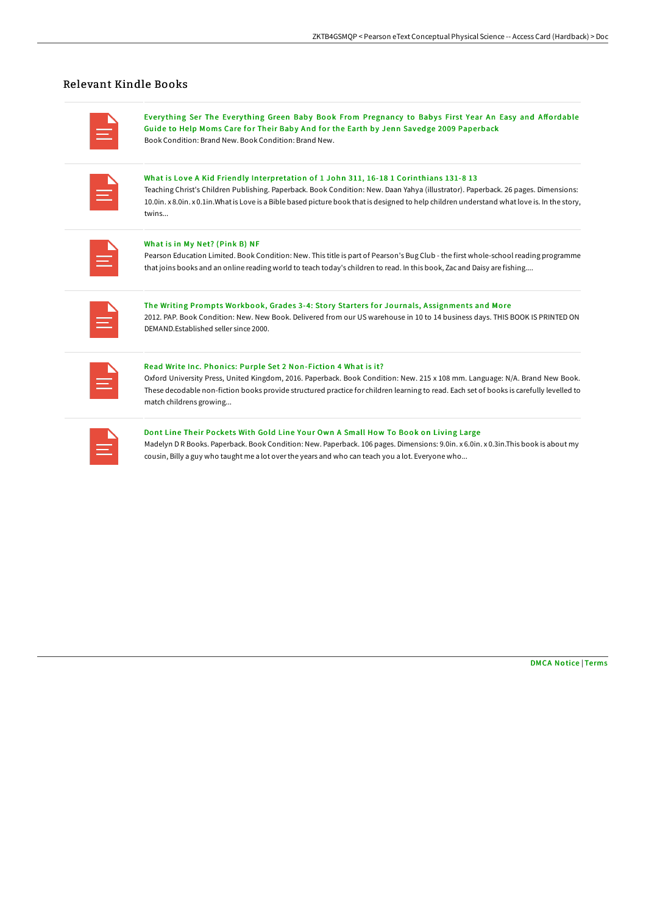## Relevant Kindle Books

**Everything Ser The Everything Green Baby Book From Pregnancy to Babys First Year An Easy and Affordable Guide to Help Moms Care for Their Baby And for the Earth by Jenn Savedge 2009 Paperback**
Book Condition: Brand New. Book Condition: Brand New.

**What is Love A Kid Friendly Interpretation of 1 John 311, 16-18 1 Corinthians 131-8 13**
Teaching Christ's Children Publishing. Paperback. Book Condition: New. Daan Yahya (illustrator). Paperback. 26 pages. Dimensions: 10.0in. x 8.0in. x 0.1in.What is Love is a Bible based picture book that is designed to help children understand what love is. In the story, twins...

**What is in My Net? (Pink B) NF**
Pearson Education Limited. Book Condition: New. This title is part of Pearson's Bug Club - the first whole-school reading programme that joins books and an online reading world to teach today's children to read. In this book, Zac and Daisy are fishing....

**The Writing Prompts Workbook, Grades 3-4: Story Starters for Journals, Assignments and More**
2012. PAP. Book Condition: New. New Book. Delivered from our US warehouse in 10 to 14 business days. THIS BOOK IS PRINTED ON DEMAND.Established seller since 2000.

**Read Write Inc. Phonics: Purple Set 2 Non-Fiction 4 What is it?**
Oxford University Press, United Kingdom, 2016. Paperback. Book Condition: New. 215 x 108 mm. Language: N/A. Brand New Book. These decodable non-fiction books provide structured practice for children learning to read. Each set of books is carefully levelled to match childrens growing...

**Dont Line Their Pockets With Gold Line Your Own A Small How To Book on Living Large**
Madelyn D R Books. Paperback. Book Condition: New. Paperback. 106 pages. Dimensions: 9.0in. x 6.0in. x 0.3in.This book is about my cousin, Billy a guy who taught me a lot over the years and who can teach you a lot. Everyone who...

DMCA Notice | Terms